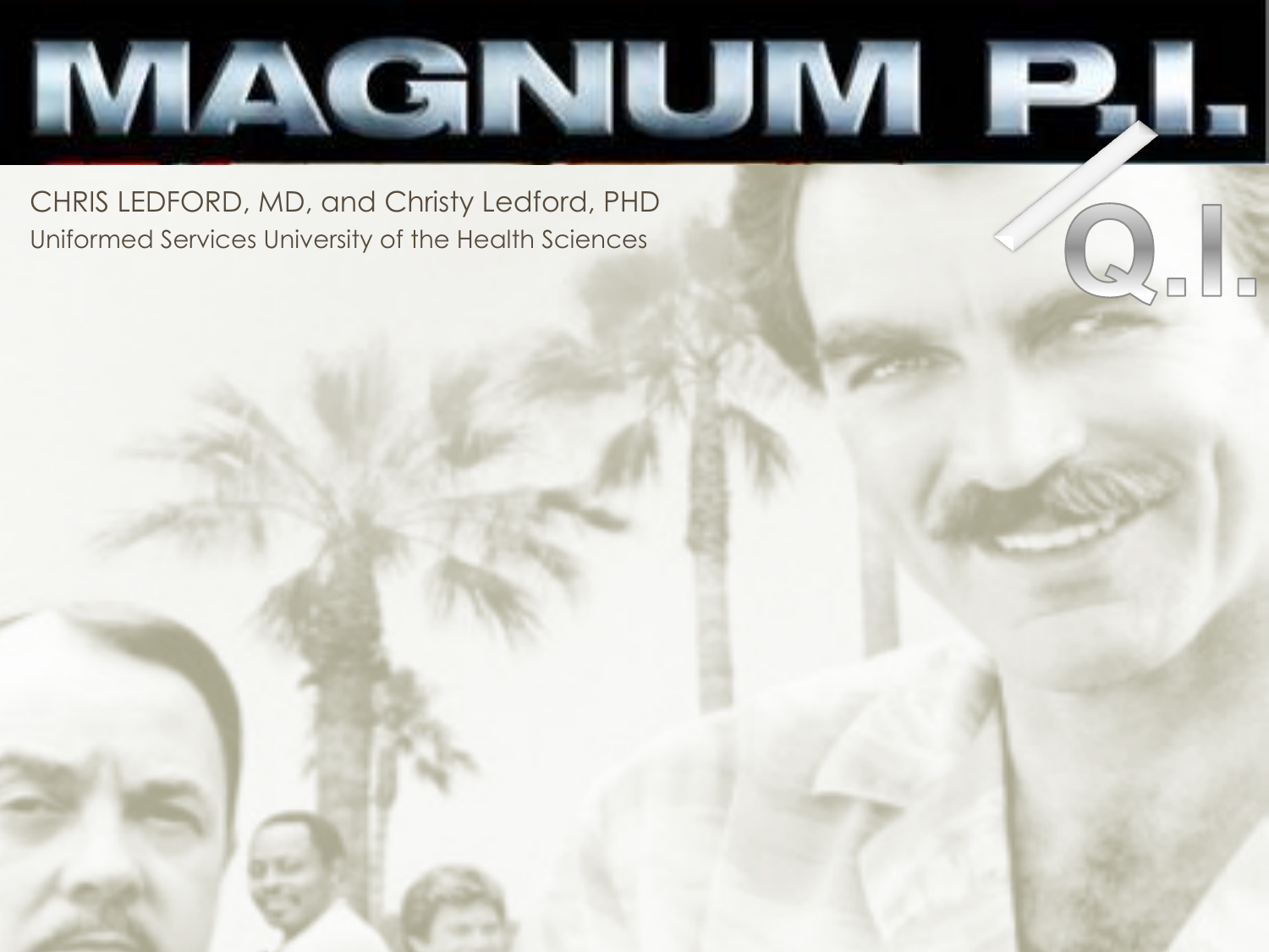# MAGNUM P.I. / Q.I.

CHRIS LEDFORD, MD, and Christy Ledford, PHD

Uniformed Services University of the Health Sciences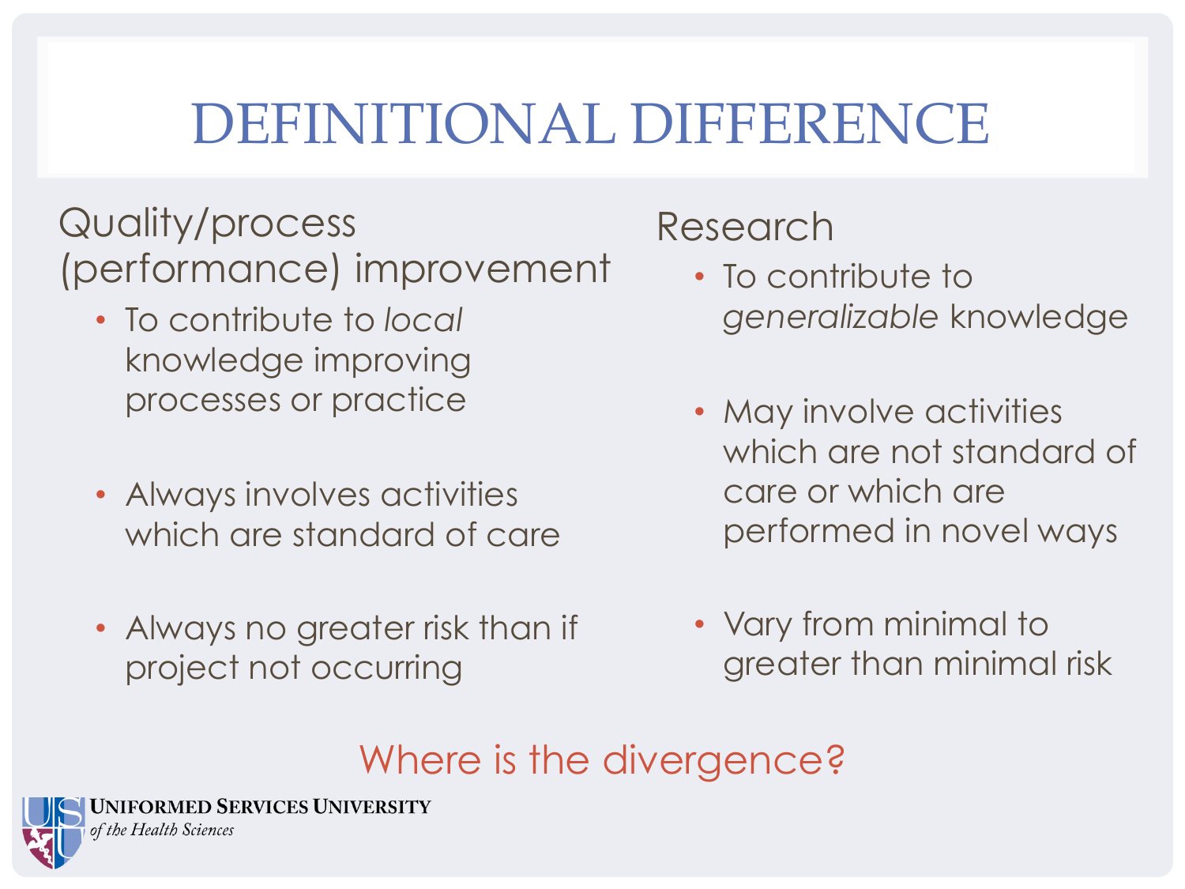# DEFINITIONAL DIFFERENCE

## Quality/process (performance) improvement

- To contribute to *local* knowledge improving processes or practice
- Always involves activities which are standard of care
- Always no greater risk than if project not occurring

## Research

- To contribute to *generalizable* knowledge
- May involve activities which are not standard of care or which are performed in novel ways
- Vary from minimal to greater than minimal risk

Where is the divergence?

**UNIFORMED SERVICES UNIVERSITY**
*of the Health Sciences*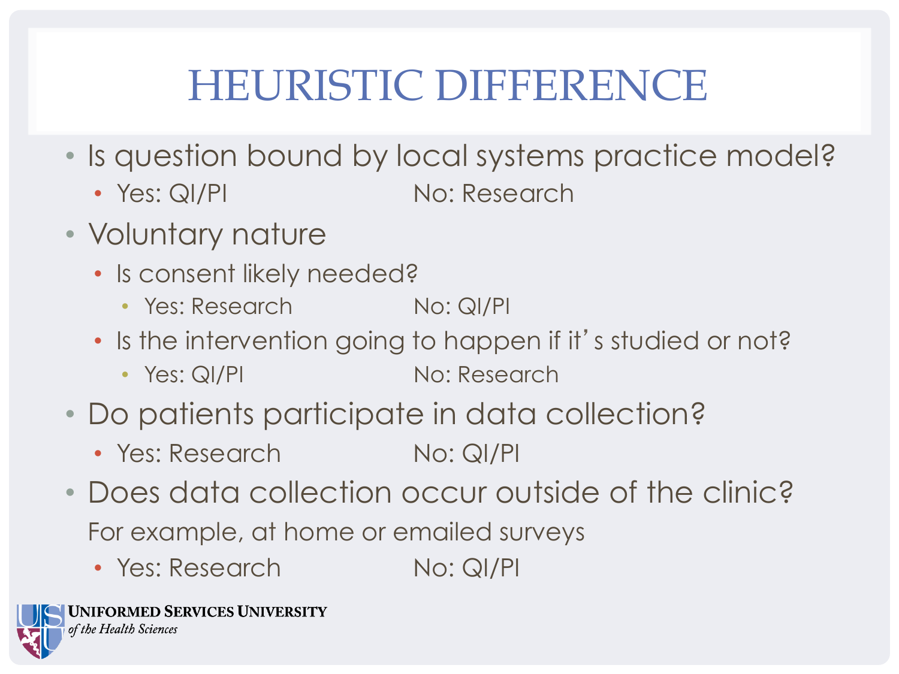# HEURISTIC DIFFERENCE

- Is question bound by local systems practice model?
  - Yes: QI/PI No: Research
- Voluntary nature
  - Is consent likely needed?
    - Yes: Research No: QI/PI
  - Is the intervention going to happen if it's studied or not?
    - Yes: QI/PI No: Research
- Do patients participate in data collection?
  - Yes: Research No: QI/PI
- Does data collection occur outside of the clinic?

  For example, at home or emailed surveys
  - Yes: Research No: QI/PI

Uniformed Services University of the Health Sciences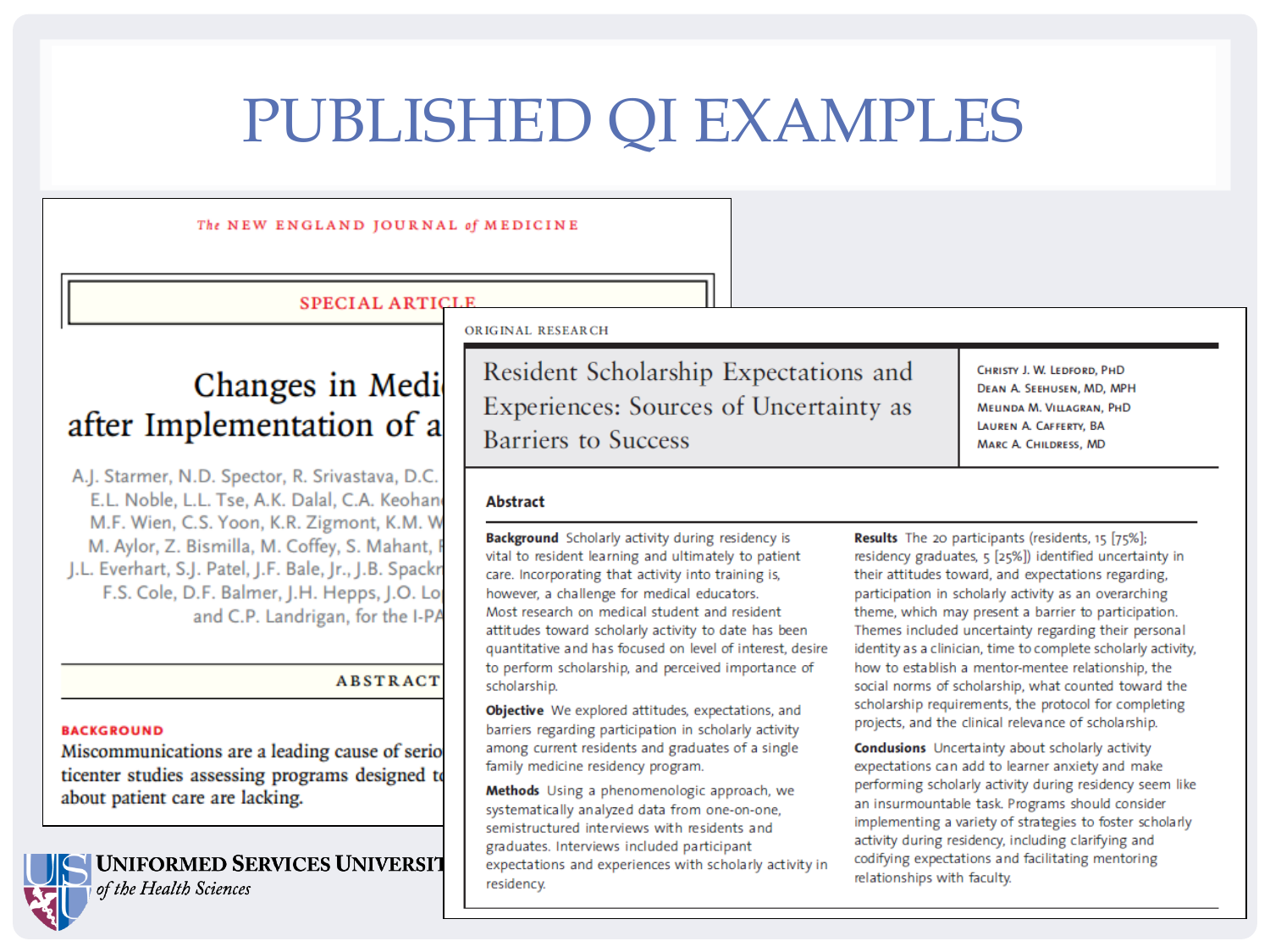# PUBLISHED QI EXAMPLES

The NEW ENGLAND JOURNAL of MEDICINE

SPECIAL ARTICLE

## Changes in Medi... after Implementation of a...

A.J. Starmer, N.D. Spector, R. Srivastava, D.C. ... E.L. Noble, L.L. Tse, A.K. Dalal, C.A. Keohan... M.F. Wien, C.S. Yoon, K.R. Zigmont, K.M. W... M. Aylor, Z. Bismilla, M. Coffey, S. Mahant, ... J.L. Everhart, S.J. Patel, J.F. Bale, Jr., J.B. Spackm... F.S. Cole, D.F. Balmer, J.H. Hepps, J.O. Lo... and C.P. Landrigan, for the I-PA...

ABSTRACT

BACKGROUND

Miscommunications are a leading cause of serio... ticenter studies assessing programs designed t... about patient care are lacking.

---

ORIGINAL RESEARCH

## Resident Scholarship Expectations and Experiences: Sources of Uncertainty as Barriers to Success

Christy J. W. Ledford, PhD
Dean A. Seehusen, MD, MPH
Melinda M. Villagran, PhD
Lauren A. Cafferty, BA
Marc A. Childress, MD

### Abstract

**Background** Scholarly activity during residency is vital to resident learning and ultimately to patient care. Incorporating that activity into training is, however, a challenge for medical educators. Most research on medical student and resident attitudes toward scholarly activity to date has been quantitative and has focused on level of interest, desire to perform scholarship, and perceived importance of scholarship.

**Objective** We explored attitudes, expectations, and barriers regarding participation in scholarly activity among current residents and graduates of a single family medicine residency program.

**Methods** Using a phenomenologic approach, we systematically analyzed data from one-on-one, semistructured interviews with residents and graduates. Interviews included participant expectations and experiences with scholarly activity in residency.

**Results** The 20 participants (residents, 15 [75%]; residency graduates, 5 [25%]) identified uncertainty in their attitudes toward, and expectations regarding, participation in scholarly activity as an overarching theme, which may present a barrier to participation. Themes included uncertainty regarding their personal identity as a clinician, time to complete scholarly activity, how to establish a mentor-mentee relationship, the social norms of scholarship, what counted toward the scholarship requirements, the protocol for completing projects, and the clinical relevance of scholarship.

**Conclusions** Uncertainty about scholarly activity expectations can add to learner anxiety and make performing scholarly activity during residency seem like an insurmountable task. Programs should consider implementing a variety of strategies to foster scholarly activity during residency, including clarifying and codifying expectations and facilitating mentoring relationships with faculty.

Uniformed Services University of the Health Sciences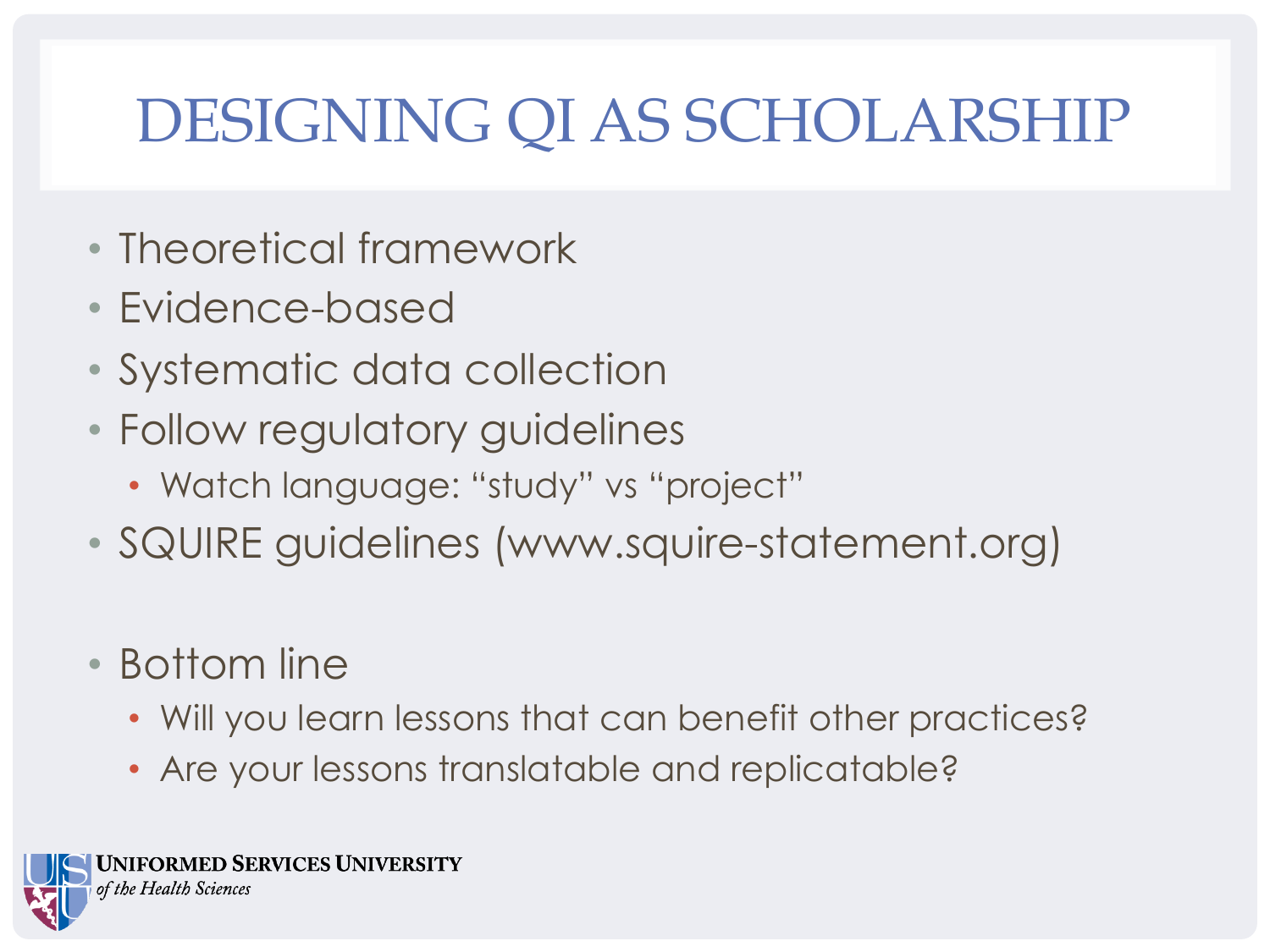# DESIGNING QI AS SCHOLARSHIP

- Theoretical framework
- Evidence-based
- Systematic data collection
- Follow regulatory guidelines
  - Watch language: “study” vs “project”
- SQUIRE guidelines (www.squire-statement.org)

- Bottom line
  - Will you learn lessons that can benefit other practices?
  - Are your lessons translatable and replicatable?

UNIFORMED SERVICES UNIVERSITY *of the Health Sciences*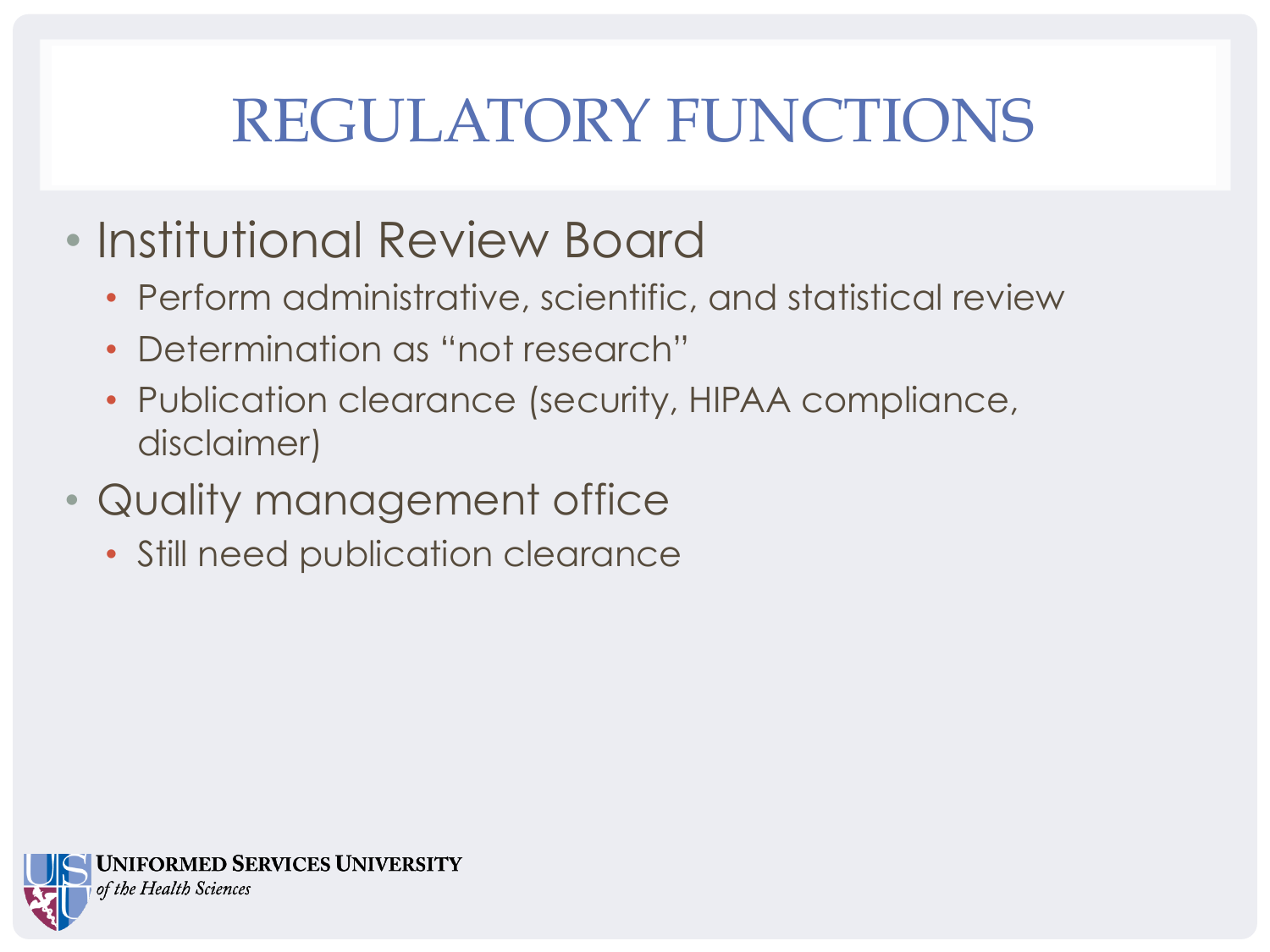# REGULATORY FUNCTIONS

- Institutional Review Board
  - Perform administrative, scientific, and statistical review
  - Determination as "not research"
  - Publication clearance (security, HIPAA compliance, disclaimer)
- Quality management office
  - Still need publication clearance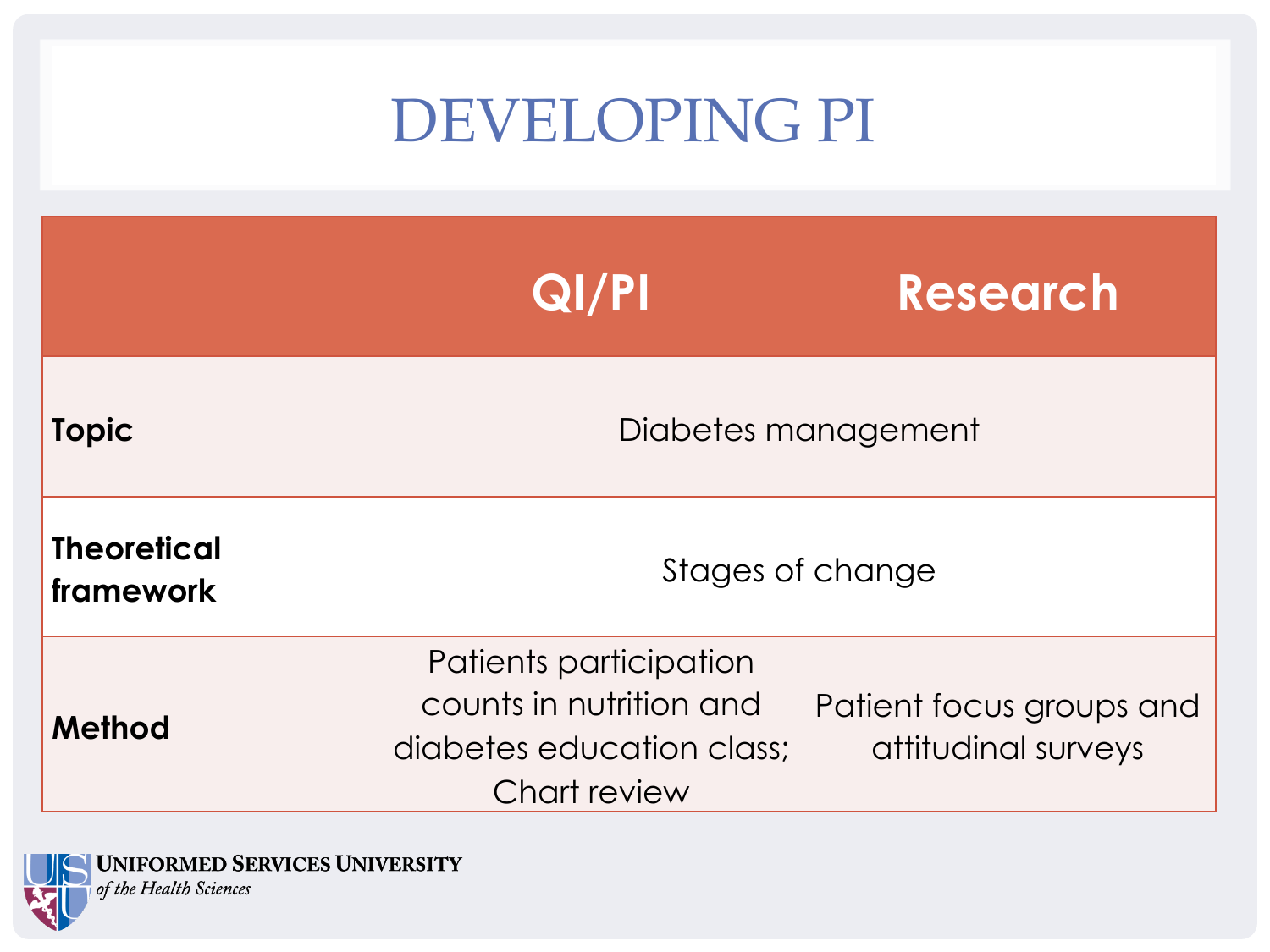# DEVELOPING PI

| | QI/PI | Research |
|---|---|---|
| **Topic** | Diabetes management | |
| **Theoretical framework** | Stages of change | |
| **Method** | Patients participation counts in nutrition and diabetes education class; Chart review | Patient focus groups and attitudinal surveys |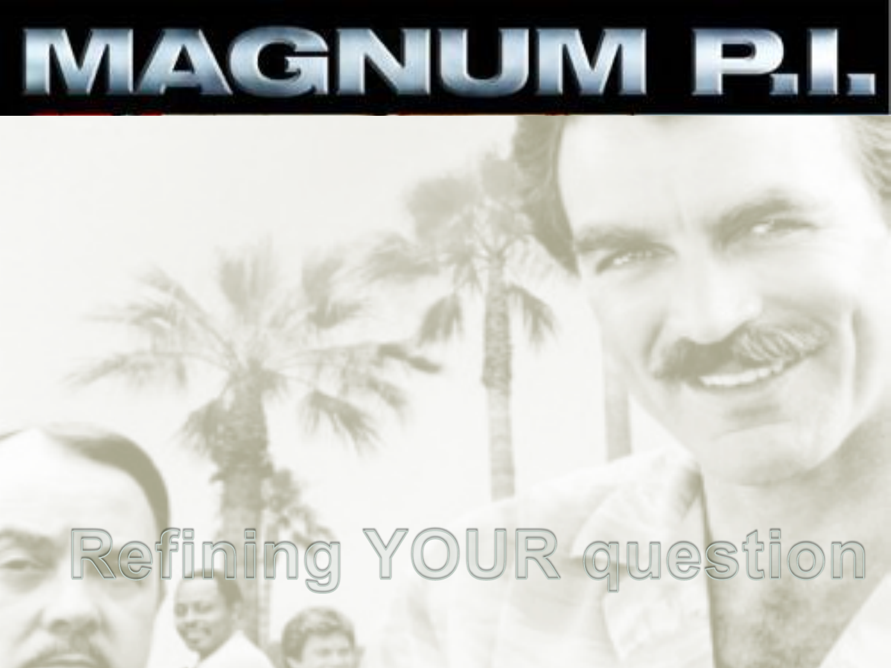# MAGNUM P.I.

## Refining YOUR question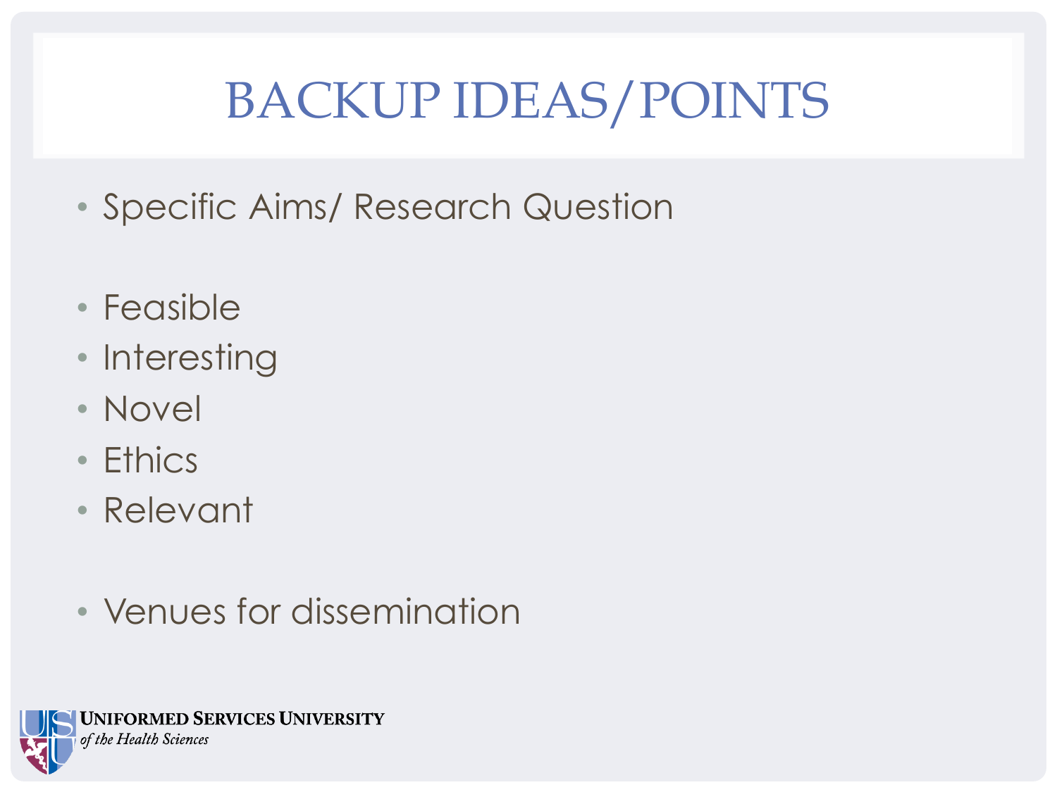# BACKUP IDEAS/POINTS

- Specific Aims/ Research Question

- Feasible
- Interesting
- Novel
- Ethics
- Relevant

- Venues for dissemination